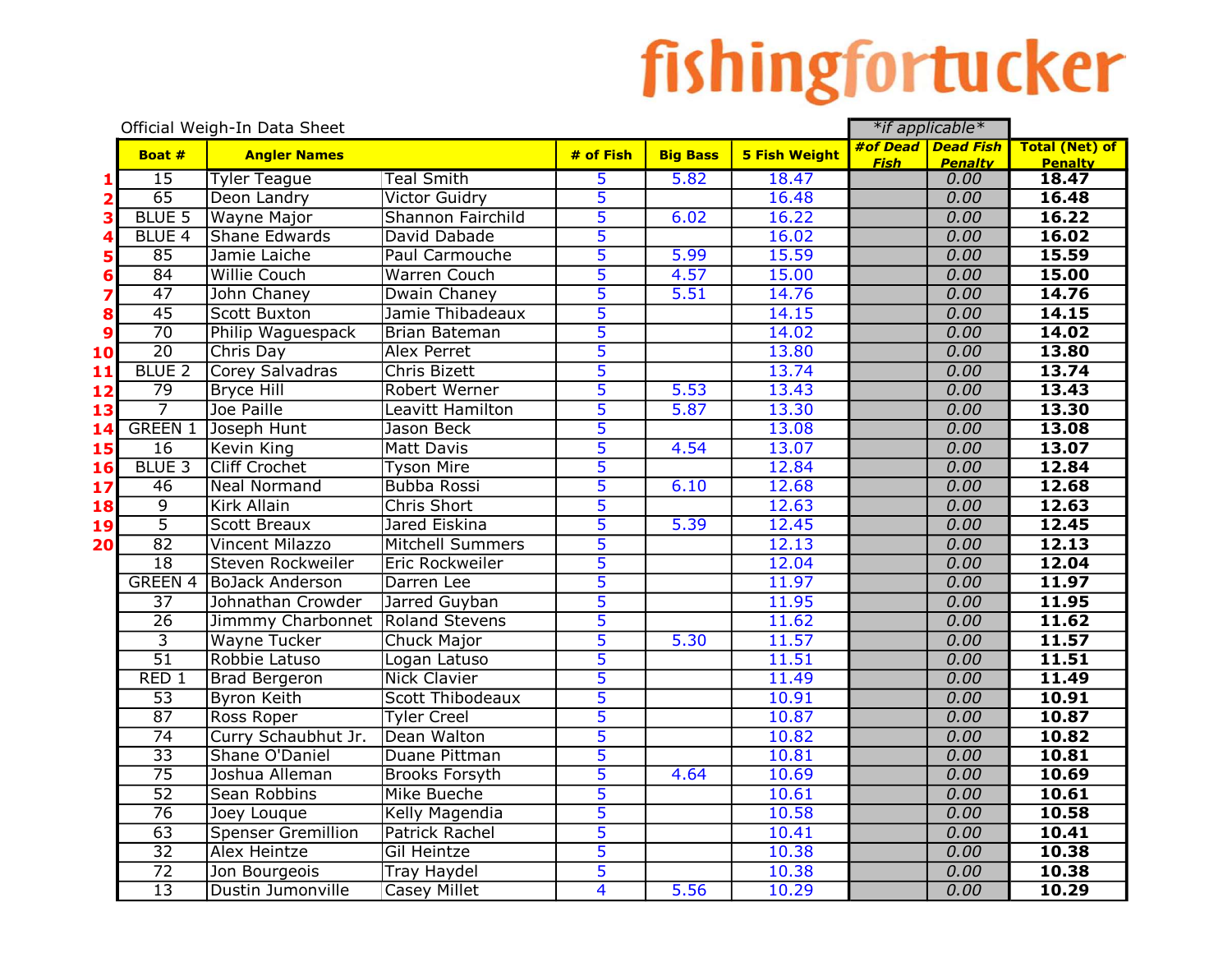fishingfortucker

Official Weigh-In Data Sheet

| | Boat # | Angler Names | | # of Fish | Big Bass | 5 Fish Weight | #of Dead Fish | Dead Fish Penalty | Total (Net) of Penalty |
|---|---|---|---|---|---|---|---|---|---|
| | | | | | | | *if applicable* | | |
| 1 | 15 | Tyler Teague | Teal Smith | 5 | 5.82 | 18.47 | | 0.00 | **18.47** |
| 2 | 65 | Deon Landry | Victor Guidry | 5 | | 16.48 | | 0.00 | **16.48** |
| 3 | BLUE 5 | Wayne Major | Shannon Fairchild | 5 | 6.02 | 16.22 | | 0.00 | **16.22** |
| 4 | BLUE 4 | Shane Edwards | David Dabade | 5 | | 16.02 | | 0.00 | **16.02** |
| 5 | 85 | Jamie Laiche | Paul Carmouche | 5 | 5.99 | 15.59 | | 0.00 | **15.59** |
| 6 | 84 | Willie Couch | Warren Couch | 5 | 4.57 | 15.00 | | 0.00 | **15.00** |
| 7 | 47 | John Chaney | Dwain Chaney | 5 | 5.51 | 14.76 | | 0.00 | **14.76** |
| 8 | 45 | Scott Buxton | Jamie Thibadeaux | 5 | | 14.15 | | 0.00 | **14.15** |
| 9 | 70 | Philip Waguespack | Brian Bateman | 5 | | 14.02 | | 0.00 | **14.02** |
| 10 | 20 | Chris Day | Alex Perret | 5 | | 13.80 | | 0.00 | **13.80** |
| 11 | BLUE 2 | Corey Salvadras | Chris Bizett | 5 | | 13.74 | | 0.00 | **13.74** |
| 12 | 79 | Bryce Hill | Robert Werner | 5 | 5.53 | 13.43 | | 0.00 | **13.43** |
| 13 | 7 | Joe Paille | Leavitt Hamilton | 5 | 5.87 | 13.30 | | 0.00 | **13.30** |
| 14 | GREEN 1 | Joseph Hunt | Jason Beck | 5 | | 13.08 | | 0.00 | **13.08** |
| 15 | 16 | Kevin King | Matt Davis | 5 | 4.54 | 13.07 | | 0.00 | **13.07** |
| 16 | BLUE 3 | Cliff Crochet | Tyson Mire | 5 | | 12.84 | | 0.00 | **12.84** |
| 17 | 46 | Neal Normand | Bubba Rossi | 5 | 6.10 | 12.68 | | 0.00 | **12.68** |
| 18 | 9 | Kirk Allain | Chris Short | 5 | | 12.63 | | 0.00 | **12.63** |
| 19 | 5 | Scott Breaux | Jared Eiskina | 5 | 5.39 | 12.45 | | 0.00 | **12.45** |
| 20 | 82 | Vincent Milazzo | Mitchell Summers | 5 | | 12.13 | | 0.00 | **12.13** |
| | 18 | Steven Rockweiler | Eric Rockweiler | 5 | | 12.04 | | 0.00 | **12.04** |
| | GREEN 4 | BoJack Anderson | Darren Lee | 5 | | 11.97 | | 0.00 | **11.97** |
| | 37 | Johnathan Crowder | Jarred Guyban | 5 | | 11.95 | | 0.00 | **11.95** |
| | 26 | Jimmmy Charbonnet | Roland Stevens | 5 | | 11.62 | | 0.00 | **11.62** |
| | 3 | Wayne Tucker | Chuck Major | 5 | 5.30 | 11.57 | | 0.00 | **11.57** |
| | 51 | Robbie Latuso | Logan Latuso | 5 | | 11.51 | | 0.00 | **11.51** |
| | RED 1 | Brad Bergeron | Nick Clavier | 5 | | 11.49 | | 0.00 | **11.49** |
| | 53 | Byron Keith | Scott Thibodeaux | 5 | | 10.91 | | 0.00 | **10.91** |
| | 87 | Ross Roper | Tyler Creel | 5 | | 10.87 | | 0.00 | **10.87** |
| | 74 | Curry Schaubhut Jr. | Dean Walton | 5 | | 10.82 | | 0.00 | **10.82** |
| | 33 | Shane O'Daniel | Duane Pittman | 5 | | 10.81 | | 0.00 | **10.81** |
| | 75 | Joshua Alleman | Brooks Forsyth | 5 | 4.64 | 10.69 | | 0.00 | **10.69** |
| | 52 | Sean Robbins | Mike Bueche | 5 | | 10.61 | | 0.00 | **10.61** |
| | 76 | Joey Louque | Kelly Magendia | 5 | | 10.58 | | 0.00 | **10.58** |
| | 63 | Spenser Gremillion | Patrick Rachel | 5 | | 10.41 | | 0.00 | **10.41** |
| | 32 | Alex Heintze | Gil Heintze | 5 | | 10.38 | | 0.00 | **10.38** |
| | 72 | Jon Bourgeois | Tray Haydel | 5 | | 10.38 | | 0.00 | **10.38** |
| | 13 | Dustin Jumonville | Casey Millet | 4 | 5.56 | 10.29 | | 0.00 | **10.29** |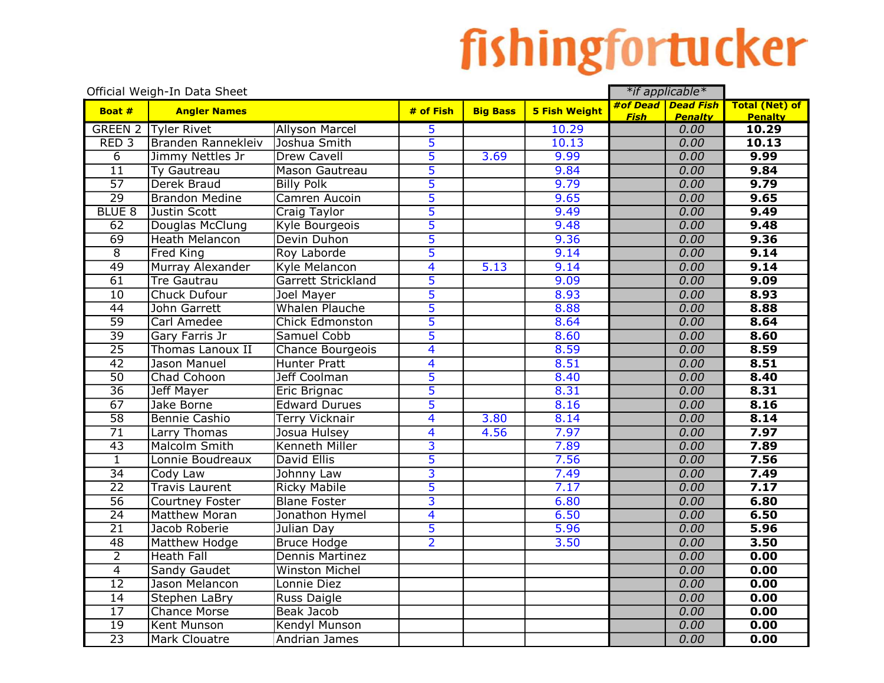fishingfortucker

Official Weigh-In Data Sheet

| Boat # | Angler Names | | # of Fish | Big Bass | 5 Fish Weight | #of Dead Fish *if applicable* | Dead Fish Penalty | Total (Net) of Penalty |
|---|---|---|---|---|---|---|---|---|
| GREEN 2 | Tyler Rivet | Allyson Marcel | 5 | | 10.29 | | 0.00 | **10.29** |
| RED 3 | Branden Rannekleiv | Joshua Smith | 5 | | 10.13 | | 0.00 | **10.13** |
| 6 | Jimmy Nettles Jr | Drew Cavell | 5 | 3.69 | 9.99 | | 0.00 | **9.99** |
| 11 | Ty Gautreau | Mason Gautreau | 5 | | 9.84 | | 0.00 | **9.84** |
| 57 | Derek Braud | Billy Polk | 5 | | 9.79 | | 0.00 | **9.79** |
| 29 | Brandon Medine | Camren Aucoin | 5 | | 9.65 | | 0.00 | **9.65** |
| BLUE 8 | Justin Scott | Craig Taylor | 5 | | 9.49 | | 0.00 | **9.49** |
| 62 | Douglas McClung | Kyle Bourgeois | 5 | | 9.48 | | 0.00 | **9.48** |
| 69 | Heath Melancon | Devin Duhon | 5 | | 9.36 | | 0.00 | **9.36** |
| 8 | Fred King | Roy Laborde | 5 | | 9.14 | | 0.00 | **9.14** |
| 49 | Murray Alexander | Kyle Melancon | 4 | 5.13 | 9.14 | | 0.00 | **9.14** |
| 61 | Tre Gautrau | Garrett Strickland | 5 | | 9.09 | | 0.00 | **9.09** |
| 10 | Chuck Dufour | Joel Mayer | 5 | | 8.93 | | 0.00 | **8.93** |
| 44 | John Garrett | Whalen Plauche | 5 | | 8.88 | | 0.00 | **8.88** |
| 59 | Carl Amedee | Chick Edmonston | 5 | | 8.64 | | 0.00 | **8.64** |
| 39 | Gary Farris Jr | Samuel Cobb | 5 | | 8.60 | | 0.00 | **8.60** |
| 25 | Thomas Lanoux II | Chance Bourgeois | 4 | | 8.59 | | 0.00 | **8.59** |
| 42 | Jason Manuel | Hunter Pratt | 4 | | 8.51 | | 0.00 | **8.51** |
| 50 | Chad Cohoon | Jeff Coolman | 5 | | 8.40 | | 0.00 | **8.40** |
| 36 | Jeff Mayer | Eric Brignac | 5 | | 8.31 | | 0.00 | **8.31** |
| 67 | Jake Borne | Edward Durues | 5 | | 8.16 | | 0.00 | **8.16** |
| 58 | Bennie Cashio | Terry Vicknair | 4 | 3.80 | 8.14 | | 0.00 | **8.14** |
| 71 | Larry Thomas | Josua Hulsey | 4 | 4.56 | 7.97 | | 0.00 | **7.97** |
| 43 | Malcolm Smith | Kenneth Miller | 3 | | 7.89 | | 0.00 | **7.89** |
| 1 | Lonnie Boudreaux | David Ellis | 5 | | 7.56 | | 0.00 | **7.56** |
| 34 | Cody Law | Johnny Law | 3 | | 7.49 | | 0.00 | **7.49** |
| 22 | Travis Laurent | Ricky Mabile | 5 | | 7.17 | | 0.00 | **7.17** |
| 56 | Courtney Foster | Blane Foster | 3 | | 6.80 | | 0.00 | **6.80** |
| 24 | Matthew Moran | Jonathon Hymel | 4 | | 6.50 | | 0.00 | **6.50** |
| 21 | Jacob Roberie | Julian Day | 5 | | 5.96 | | 0.00 | **5.96** |
| 48 | Matthew Hodge | Bruce Hodge | 2 | | 3.50 | | 0.00 | **3.50** |
| 2 | Heath Fall | Dennis Martinez | | | | | 0.00 | **0.00** |
| 4 | Sandy Gaudet | Winston Michel | | | | | 0.00 | **0.00** |
| 12 | Jason Melancon | Lonnie Diez | | | | | 0.00 | **0.00** |
| 14 | Stephen LaBry | Russ Daigle | | | | | 0.00 | **0.00** |
| 17 | Chance Morse | Beak Jacob | | | | | 0.00 | **0.00** |
| 19 | Kent Munson | Kendyl Munson | | | | | 0.00 | **0.00** |
| 23 | Mark Clouatre | Andrian James | | | | | 0.00 | **0.00** |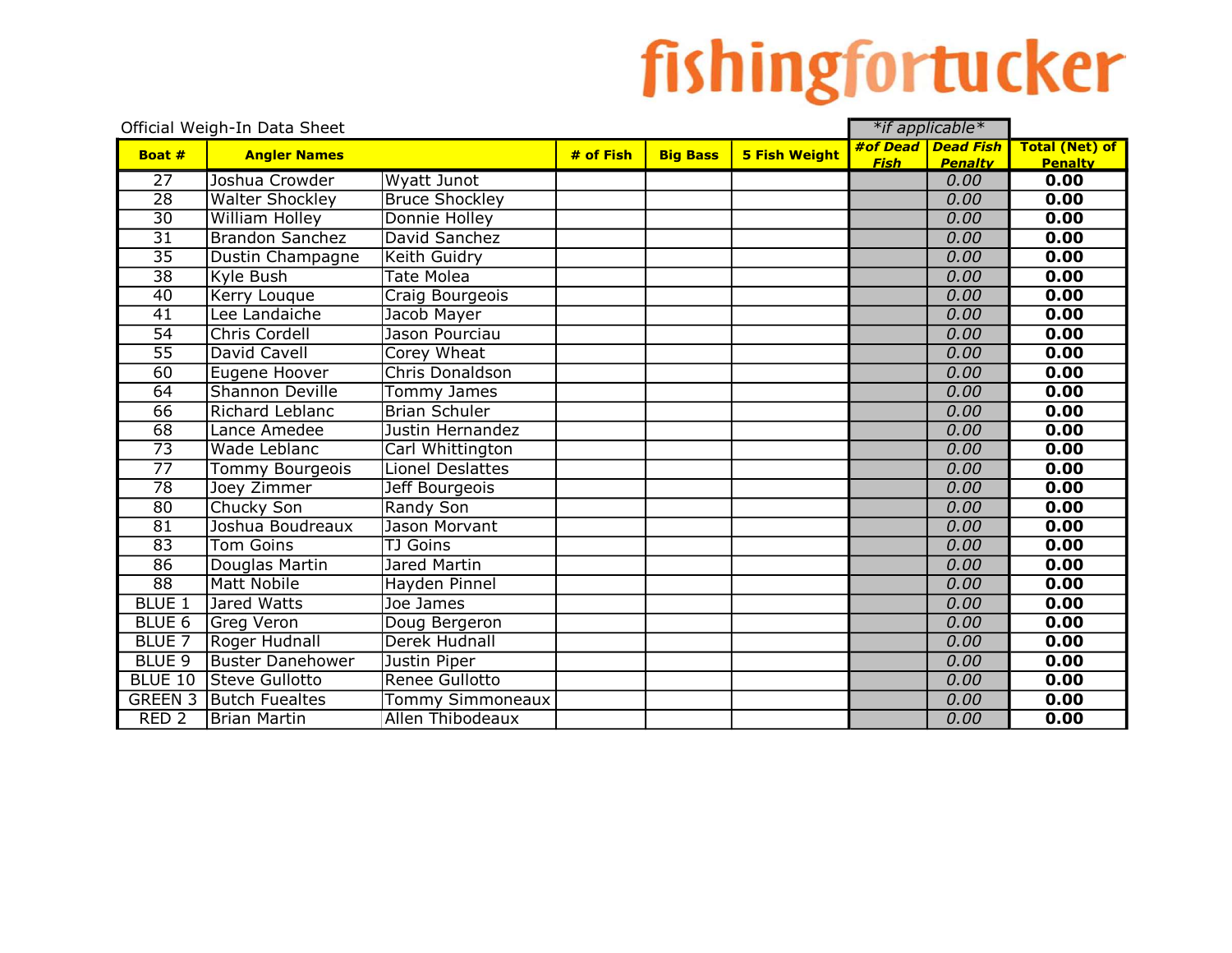fishingfortucker

Official Weigh-In Data Sheet

| Boat # | Angler Names | | # of Fish | Big Bass | 5 Fish Weight | *if applicable* #of Dead Fish | Dead Fish Penalty | Total (Net) of Penalty |
|---|---|---|---|---|---|---|---|---|
| 27 | Joshua Crowder | Wyatt Junot | | | | | 0.00 | **0.00** |
| 28 | Walter Shockley | Bruce Shockley | | | | | 0.00 | **0.00** |
| 30 | William Holley | Donnie Holley | | | | | 0.00 | **0.00** |
| 31 | Brandon Sanchez | David Sanchez | | | | | 0.00 | **0.00** |
| 35 | Dustin Champagne | Keith Guidry | | | | | 0.00 | **0.00** |
| 38 | Kyle Bush | Tate Molea | | | | | 0.00 | **0.00** |
| 40 | Kerry Louque | Craig Bourgeois | | | | | 0.00 | **0.00** |
| 41 | Lee Landaiche | Jacob Mayer | | | | | 0.00 | **0.00** |
| 54 | Chris Cordell | Jason Pourciau | | | | | 0.00 | **0.00** |
| 55 | David Cavell | Corey Wheat | | | | | 0.00 | **0.00** |
| 60 | Eugene Hoover | Chris Donaldson | | | | | 0.00 | **0.00** |
| 64 | Shannon Deville | Tommy James | | | | | 0.00 | **0.00** |
| 66 | Richard Leblanc | Brian Schuler | | | | | 0.00 | **0.00** |
| 68 | Lance Amedee | Justin Hernandez | | | | | 0.00 | **0.00** |
| 73 | Wade Leblanc | Carl Whittington | | | | | 0.00 | **0.00** |
| 77 | Tommy Bourgeois | Lionel Deslattes | | | | | 0.00 | **0.00** |
| 78 | Joey Zimmer | Jeff Bourgeois | | | | | 0.00 | **0.00** |
| 80 | Chucky Son | Randy Son | | | | | 0.00 | **0.00** |
| 81 | Joshua Boudreaux | Jason Morvant | | | | | 0.00 | **0.00** |
| 83 | Tom Goins | TJ Goins | | | | | 0.00 | **0.00** |
| 86 | Douglas Martin | Jared Martin | | | | | 0.00 | **0.00** |
| 88 | Matt Nobile | Hayden Pinnel | | | | | 0.00 | **0.00** |
| BLUE 1 | Jared Watts | Joe James | | | | | 0.00 | **0.00** |
| BLUE 6 | Greg Veron | Doug Bergeron | | | | | 0.00 | **0.00** |
| BLUE 7 | Roger Hudnall | Derek Hudnall | | | | | 0.00 | **0.00** |
| BLUE 9 | Buster Danehower | Justin Piper | | | | | 0.00 | **0.00** |
| BLUE 10 | Steve Gullotto | Renee Gullotto | | | | | 0.00 | **0.00** |
| GREEN 3 | Butch Fuealtes | Tommy Simmoneaux | | | | | 0.00 | **0.00** |
| RED 2 | Brian Martin | Allen Thibodeaux | | | | | 0.00 | **0.00** |